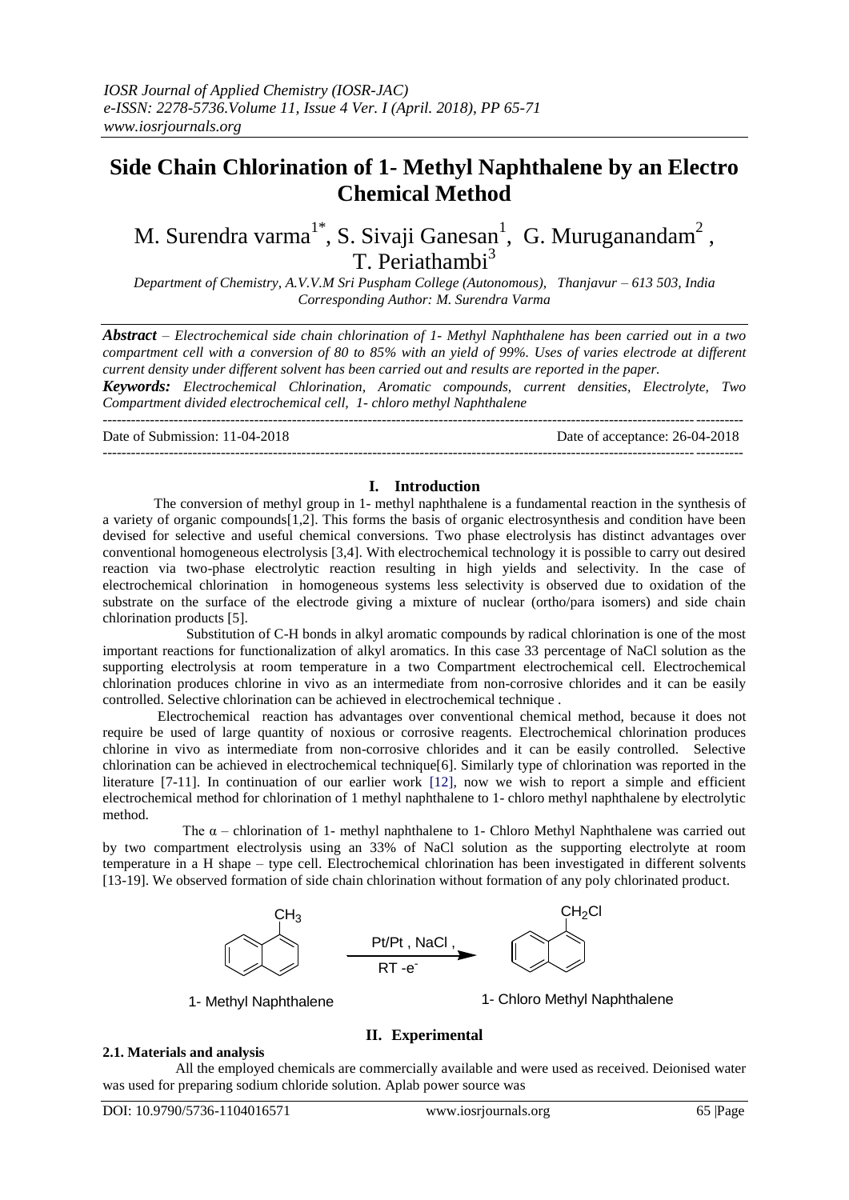# Side Chain Chlorination of 1- Methyl Naphthalene by an Electro Chemical Method

M. Surendra varma[1*], S. Sivaji Ganesan[1], G. Muruganandam[2], T. Periathambi[3]

*Department of Chemistry, A.V.V.M Sri Puspham College (Autonomous), Thanjavur – 613 503, India*
*Corresponding Author: M. Surendra Varma*

***Abstract*** *– Electrochemical side chain chlorination of 1- Methyl Naphthalene has been carried out in a two compartment cell with a conversion of 80 to 85% with an yield of 99%. Uses of varies electrode at different current density under different solvent has been carried out and results are reported in the paper.*

***Keywords:*** *Electrochemical Chlorination, Aromatic compounds, current densities, Electrolyte, Two Compartment divided electrochemical cell, 1- chloro methyl Naphthalene*

Date of Submission: 11-04-2018 Date of acceptance: 26-04-2018

## I. Introduction

The conversion of methyl group in 1- methyl naphthalene is a fundamental reaction in the synthesis of a variety of organic compounds[1,2]. This forms the basis of organic electrosynthesis and condition have been devised for selective and useful chemical conversions. Two phase electrolysis has distinct advantages over conventional homogeneous electrolysis [3,4]. With electrochemical technology it is possible to carry out desired reaction via two-phase electrolytic reaction resulting in high yields and selectivity. In the case of electrochemical chlorination in homogeneous systems less selectivity is observed due to oxidation of the substrate on the surface of the electrode giving a mixture of nuclear (ortho/para isomers) and side chain chlorination products [5].

Substitution of C-H bonds in alkyl aromatic compounds by radical chlorination is one of the most important reactions for functionalization of alkyl aromatics. In this case 33 percentage of NaCl solution as the supporting electrolysis at room temperature in a two Compartment electrochemical cell. Electrochemical chlorination produces chlorine in vivo as an intermediate from non-corrosive chlorides and it can be easily controlled. Selective chlorination can be achieved in electrochemical technique .

Electrochemical reaction has advantages over conventional chemical method, because it does not require be used of large quantity of noxious or corrosive reagents. Electrochemical chlorination produces chlorine in vivo as intermediate from non-corrosive chlorides and it can be easily controlled. Selective chlorination can be achieved in electrochemical technique[6]. Similarly type of chlorination was reported in the literature [7-11]. In continuation of our earlier work [12], now we wish to report a simple and efficient electrochemical method for chlorination of 1 methyl naphthalene to 1- chloro methyl naphthalene by electrolytic method.

The α – chlorination of 1- methyl naphthalene to 1- Chloro Methyl Naphthalene was carried out by two compartment electrolysis using an 33% of NaCl solution as the supporting electrolyte at room temperature in a H shape – type cell. Electrochemical chlorination has been investigated in different solvents [13-19]. We observed formation of side chain chlorination without formation of any poly chlorinated product.

$CH_3$ — Pt/Pt , NaCl , RT $-e^-$ → $CH_2Cl$

1- Methyl Naphthalene 1- Chloro Methyl Naphthalene

## II. Experimental

### 2.1. Materials and analysis

All the employed chemicals are commercially available and were used as received. Deionised water was used for preparing sodium chloride solution. Aplab power source was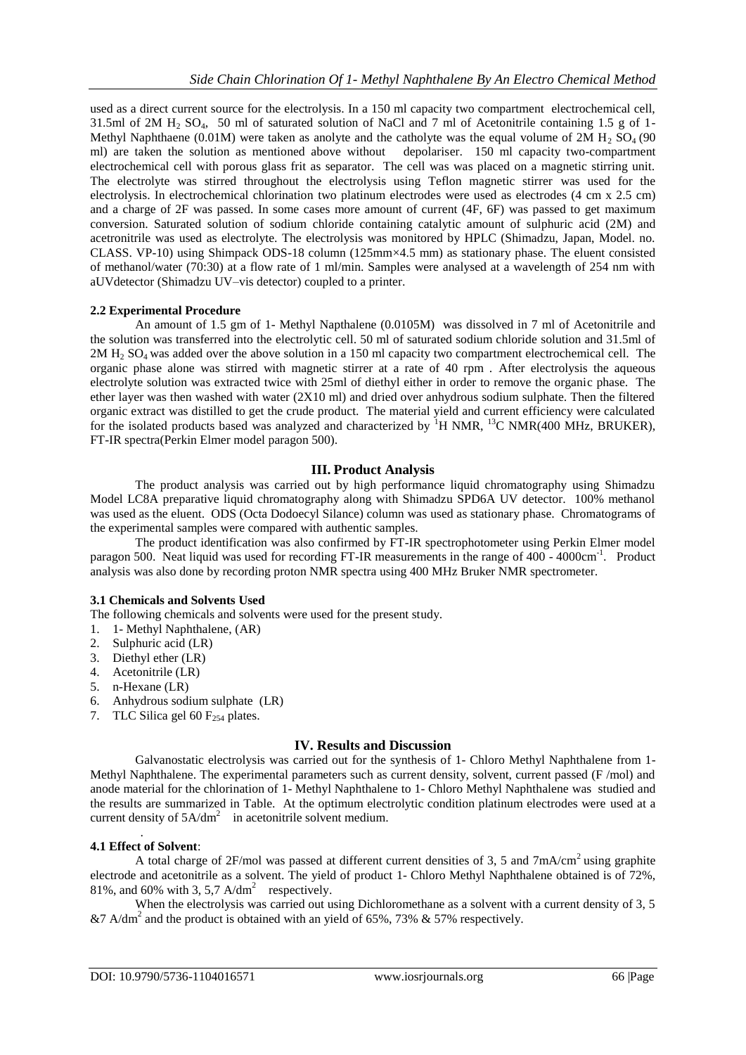used as a direct current source for the electrolysis. In a 150 ml capacity two compartment electrochemical cell, 31.5ml of 2M $H_2$ $SO_4$, 50 ml of saturated solution of NaCl and 7 ml of Acetonitrile containing 1.5 g of 1-Methyl Naphthaene (0.01M) were taken as anolyte and the catholyte was the equal volume of 2M $H_2$ $SO_4$ (90 ml) are taken the solution as mentioned above without depolariser. 150 ml capacity two-compartment electrochemical cell with porous glass frit as separator. The cell was was placed on a magnetic stirring unit. The electrolyte was stirred throughout the electrolysis using Teflon magnetic stirrer was used for the electrolysis. In electrochemical chlorination two platinum electrodes were used as electrodes (4 cm x 2.5 cm) and a charge of 2F was passed. In some cases more amount of current (4F, 6F) was passed to get maximum conversion. Saturated solution of sodium chloride containing catalytic amount of sulphuric acid (2M) and acetonitrile was used as electrolyte. The electrolysis was monitored by HPLC (Shimadzu, Japan, Model. no. CLASS. VP-10) using Shimpack ODS-18 column (125mm×4.5 mm) as stationary phase. The eluent consisted of methanol/water (70:30) at a flow rate of 1 ml/min. Samples were analysed at a wavelength of 254 nm with aUVdetector (Shimadzu UV–vis detector) coupled to a printer.

### 2.2 Experimental Procedure

An amount of 1.5 gm of 1- Methyl Napthalene (0.0105M) was dissolved in 7 ml of Acetonitrile and the solution was transferred into the electrolytic cell. 50 ml of saturated sodium chloride solution and 31.5ml of 2M $H_2$ $SO_4$ was added over the above solution in a 150 ml capacity two compartment electrochemical cell. The organic phase alone was stirred with magnetic stirrer at a rate of 40 rpm . After electrolysis the aqueous electrolyte solution was extracted twice with 25ml of diethyl either in order to remove the organic phase. The ether layer was then washed with water (2X10 ml) and dried over anhydrous sodium sulphate. Then the filtered organic extract was distilled to get the crude product. The material yield and current efficiency were calculated for the isolated products based was analyzed and characterized by $^1$H NMR, $^{13}$C NMR(400 MHz, BRUKER), FT-IR spectra(Perkin Elmer model paragon 500).

## III. Product Analysis

The product analysis was carried out by high performance liquid chromatography using Shimadzu Model LC8A preparative liquid chromatography along with Shimadzu SPD6A UV detector. 100% methanol was used as the eluent. ODS (Octa Dodoecyl Silance) column was used as stationary phase. Chromatograms of the experimental samples were compared with authentic samples.

The product identification was also confirmed by FT-IR spectrophotometer using Perkin Elmer model paragon 500. Neat liquid was used for recording FT-IR measurements in the range of 400 - 4000cm$^{-1}$. Product analysis was also done by recording proton NMR spectra using 400 MHz Bruker NMR spectrometer.

### 3.1 Chemicals and Solvents Used

The following chemicals and solvents were used for the present study.

1. 1- Methyl Naphthalene, (AR)
2. Sulphuric acid (LR)
3. Diethyl ether (LR)
4. Acetonitrile (LR)
5. n-Hexane (LR)
6. Anhydrous sodium sulphate (LR)
7. TLC Silica gel 60 $F_{254}$ plates.

## IV. Results and Discussion

Galvanostatic electrolysis was carried out for the synthesis of 1- Chloro Methyl Naphthalene from 1-Methyl Naphthalene. The experimental parameters such as current density, solvent, current passed (F /mol) and anode material for the chlorination of 1- Methyl Naphthalene to 1- Chloro Methyl Naphthalene was studied and the results are summarized in Table. At the optimum electrolytic condition platinum electrodes were used at a current density of 5A/dm$^2$ in acetonitrile solvent medium.

### 4.1 Effect of Solvent:

A total charge of 2F/mol was passed at different current densities of 3, 5 and 7mA/cm$^2$ using graphite electrode and acetonitrile as a solvent. The yield of product 1- Chloro Methyl Naphthalene obtained is of 72%, 81%, and 60% with 3, 5,7 A/dm$^2$ respectively.

When the electrolysis was carried out using Dichloromethane as a solvent with a current density of 3, 5 &7 A/dm$^2$ and the product is obtained with an yield of 65%, 73% & 57% respectively.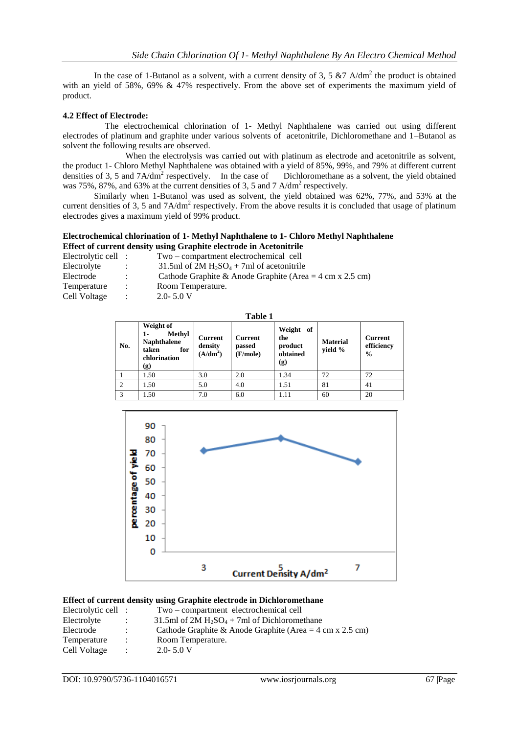In the case of 1-Butanol as a solvent, with a current density of 3, 5 &7 A/dm$^2$ the product is obtained with an yield of 58%, 69% & 47% respectively. From the above set of experiments the maximum yield of product.

### 4.2 Effect of Electrode:

The electrochemical chlorination of 1- Methyl Naphthalene was carried out using different electrodes of platinum and graphite under various solvents of acetonitrile, Dichloromethane and 1–Butanol as solvent the following results are observed.

When the electrolysis was carried out with platinum as electrode and acetonitrile as solvent, the product 1- Chloro Methyl Naphthalene was obtained with a yield of 85%, 99%, and 79% at different current densities of 3, 5 and 7A/dm$^2$ respectively. In the case of Dichloromethane as a solvent, the yield obtained was 75%, 87%, and 63% at the current densities of 3, 5 and 7 A/dm$^2$ respectively.

Similarly when 1-Butanol was used as solvent, the yield obtained was 62%, 77%, and 53% at the current densities of 3, 5 and 7A/dm$^2$ respectively. From the above results it is concluded that usage of platinum electrodes gives a maximum yield of 99% product.

**Electrochemical chlorination of 1- Methyl Naphthalene to 1- Chloro Methyl Naphthalene**
**Effect of current density using Graphite electrode in Acetonitrile**

| | | |
|---|---|---|
| Electrolytic cell | : | Two – compartment electrochemical cell |
| Electrolyte | : | 31.5ml of 2M $H_2SO_4$ + 7ml of acetonitrile |
| Electrode | : | Cathode Graphite & Anode Graphite (Area = 4 cm x 2.5 cm) |
| Temperature | : | Room Temperature. |
| Cell Voltage | : | 2.0- 5.0 V |

**Table 1**

| No. | Weight of 1- Methyl Naphthalene taken for chlorination (g) | Current density (A/dm$^2$) | Current passed (F/mole) | Weight of the product obtained (g) | Material yield % | Current efficiency % |
|---|---|---|---|---|---|---|
| 1 | 1.50 | 3.0 | 2.0 | 1.34 | 72 | 72 |
| 2 | 1.50 | 5.0 | 4.0 | 1.51 | 81 | 41 |
| 3 | 1.50 | 7.0 | 6.0 | 1.11 | 60 | 20 |

**Effect of current density using Graphite electrode in Dichloromethane**

| | | |
|---|---|---|
| Electrolytic cell | : | Two – compartment electrochemical cell |
| Electrolyte | : | 31.5ml of 2M $H_2SO_4$ + 7ml of Dichloromethane |
| Electrode | : | Cathode Graphite & Anode Graphite (Area = 4 cm x 2.5 cm) |
| Temperature | : | Room Temperature. |
| Cell Voltage | : | 2.0- 5.0 V |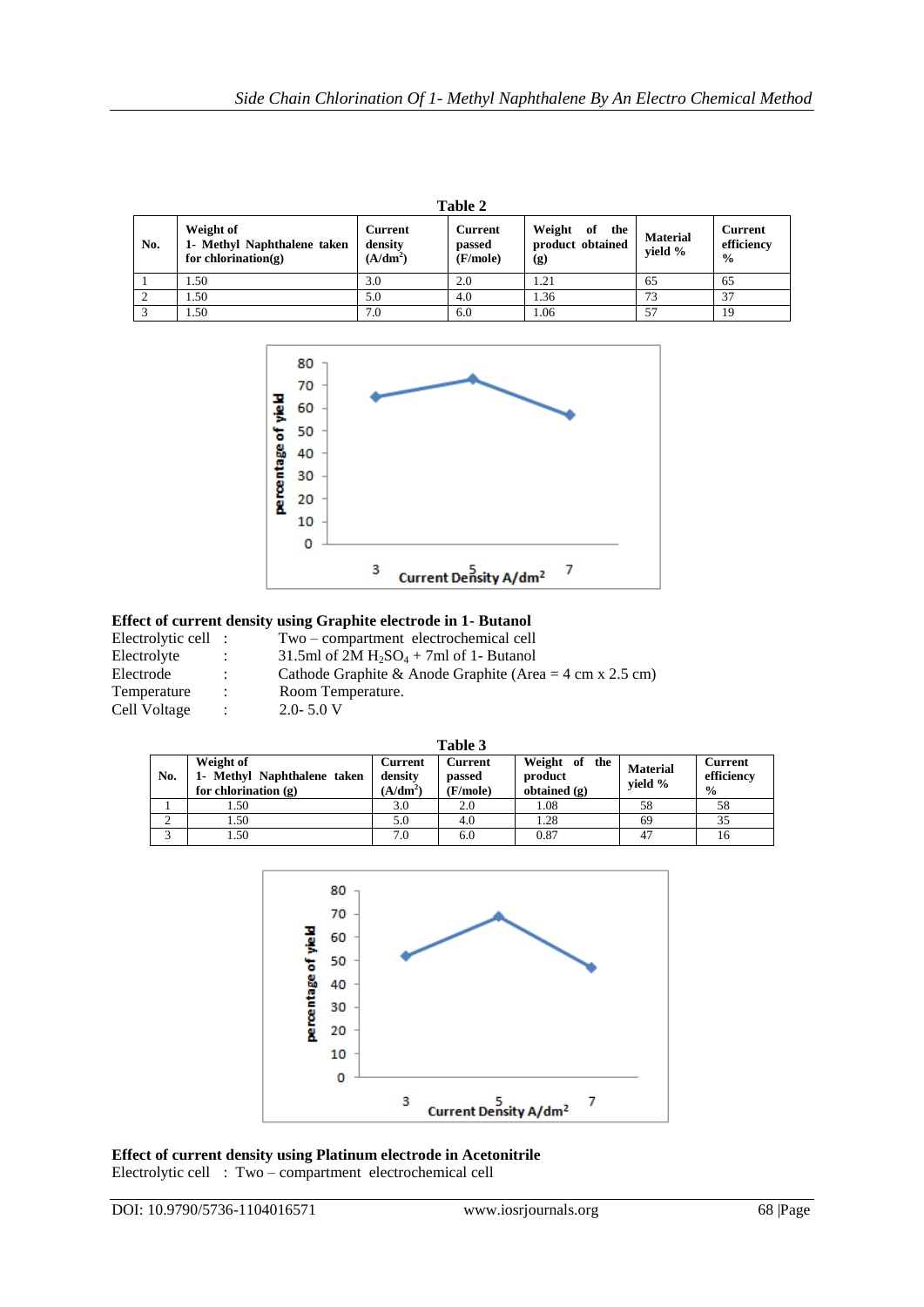**Table 2**

| No. | Weight of 1- Methyl Naphthalene taken for chlorination(g) | Current density ($A/dm^2$) | Current passed (F/mole) | Weight of the product obtained (g) | Material yield % | Current efficiency % |
|---|---|---|---|---|---|---|
| 1 | 1.50 | 3.0 | 2.0 | 1.21 | 65 | 65 |
| 2 | 1.50 | 5.0 | 4.0 | 1.36 | 73 | 37 |
| 3 | 1.50 | 7.0 | 6.0 | 1.06 | 57 | 19 |

**Effect of current density using Graphite electrode in 1- Butanol**

Electrolytic cell : Two – compartment electrochemical cell
Electrolyte : 31.5ml of 2M $H_2SO_4$ + 7ml of 1- Butanol
Electrode : Cathode Graphite & Anode Graphite (Area = 4 cm x 2.5 cm)
Temperature : Room Temperature.
Cell Voltage : 2.0- 5.0 V

**Table 3**

| No. | Weight of 1- Methyl Naphthalene taken for chlorination (g) | Current density ($A/dm^2$) | Current passed (F/mole) | Weight of the product obtained (g) | Material yield % | Current efficiency % |
|---|---|---|---|---|---|---|
| 1 | 1.50 | 3.0 | 2.0 | 1.08 | 58 | 58 |
| 2 | 1.50 | 5.0 | 4.0 | 1.28 | 69 | 35 |
| 3 | 1.50 | 7.0 | 6.0 | 0.87 | 47 | 16 |

**Effect of current density using Platinum electrode in Acetonitrile**

Electrolytic cell : Two – compartment electrochemical cell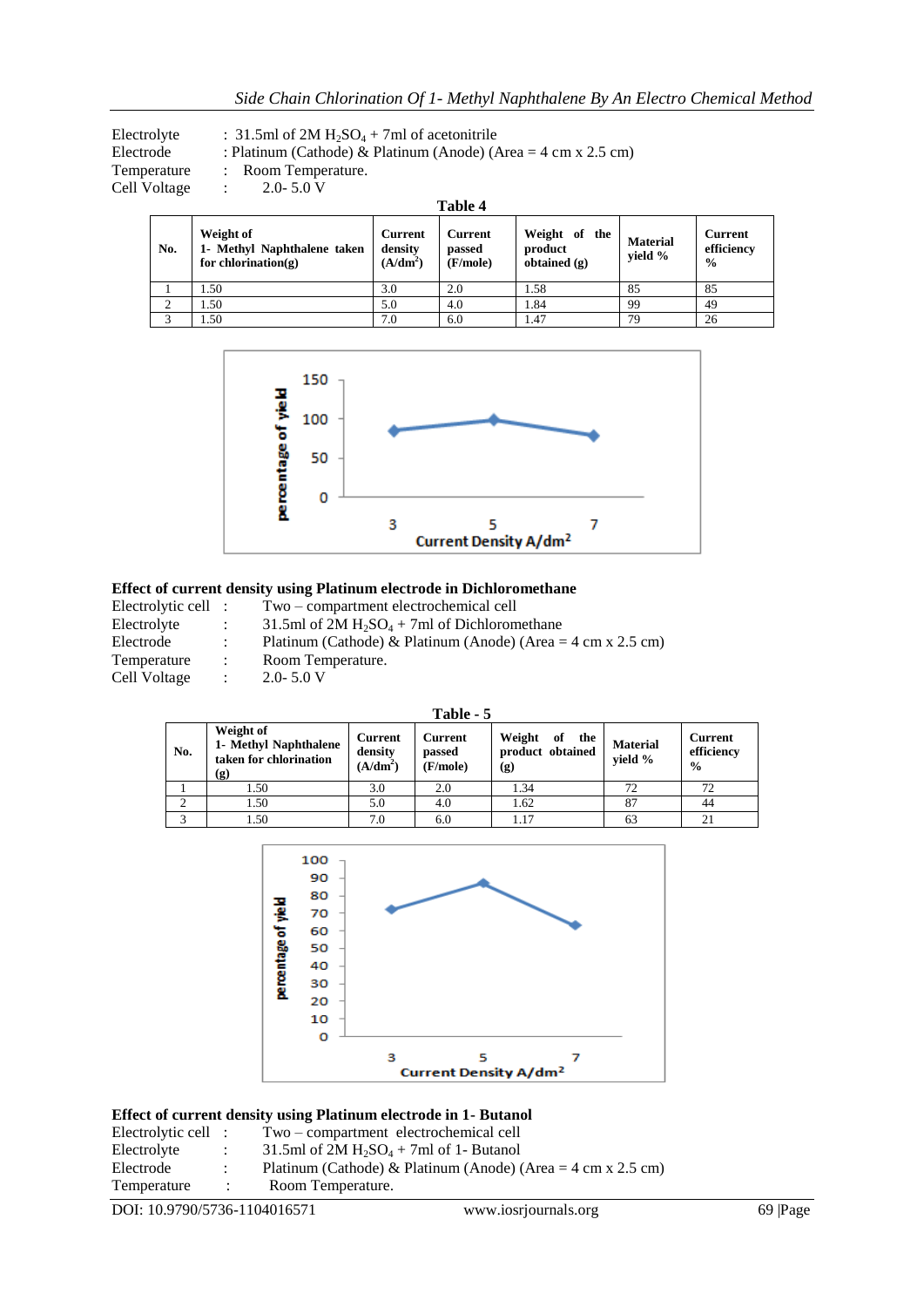Electrolyte : 31.5ml of 2M $H_2SO_4$ + 7ml of acetonitrile
Electrode : Platinum (Cathode) & Platinum (Anode) (Area = 4 cm x 2.5 cm)
Temperature : Room Temperature.
Cell Voltage : 2.0- 5.0 V

**Table 4**

| No. | Weight of 1- Methyl Naphthalene taken for chlorination(g) | Current density ($A/dm^2$) | Current passed (F/mole) | Weight of the product obtained (g) | Material yield % | Current efficiency % |
|---|---|---|---|---|---|---|
| 1 | 1.50 | 3.0 | 2.0 | 1.58 | 85 | 85 |
| 2 | 1.50 | 5.0 | 4.0 | 1.84 | 99 | 49 |
| 3 | 1.50 | 7.0 | 6.0 | 1.47 | 79 | 26 |

**Effect of current density using Platinum electrode in Dichloromethane**

Electrolytic cell : Two – compartment electrochemical cell
Electrolyte : 31.5ml of 2M $H_2SO_4$ + 7ml of Dichloromethane
Electrode : Platinum (Cathode) & Platinum (Anode) (Area = 4 cm x 2.5 cm)
Temperature : Room Temperature.
Cell Voltage : 2.0- 5.0 V

**Table - 5**

| No. | Weight of 1- Methyl Naphthalene taken for chlorination (g) | Current density ($A/dm^2$) | Current passed (F/mole) | Weight of the product obtained (g) | Material yield % | Current efficiency % |
|---|---|---|---|---|---|---|
| 1 | 1.50 | 3.0 | 2.0 | 1.34 | 72 | 72 |
| 2 | 1.50 | 5.0 | 4.0 | 1.62 | 87 | 44 |
| 3 | 1.50 | 7.0 | 6.0 | 1.17 | 63 | 21 |

**Effect of current density using Platinum electrode in 1- Butanol**

Electrolytic cell : Two – compartment electrochemical cell
Electrolyte : 31.5ml of 2M $H_2SO_4$ + 7ml of 1- Butanol
Electrode : Platinum (Cathode) & Platinum (Anode) (Area = 4 cm x 2.5 cm)
Temperature : Room Temperature.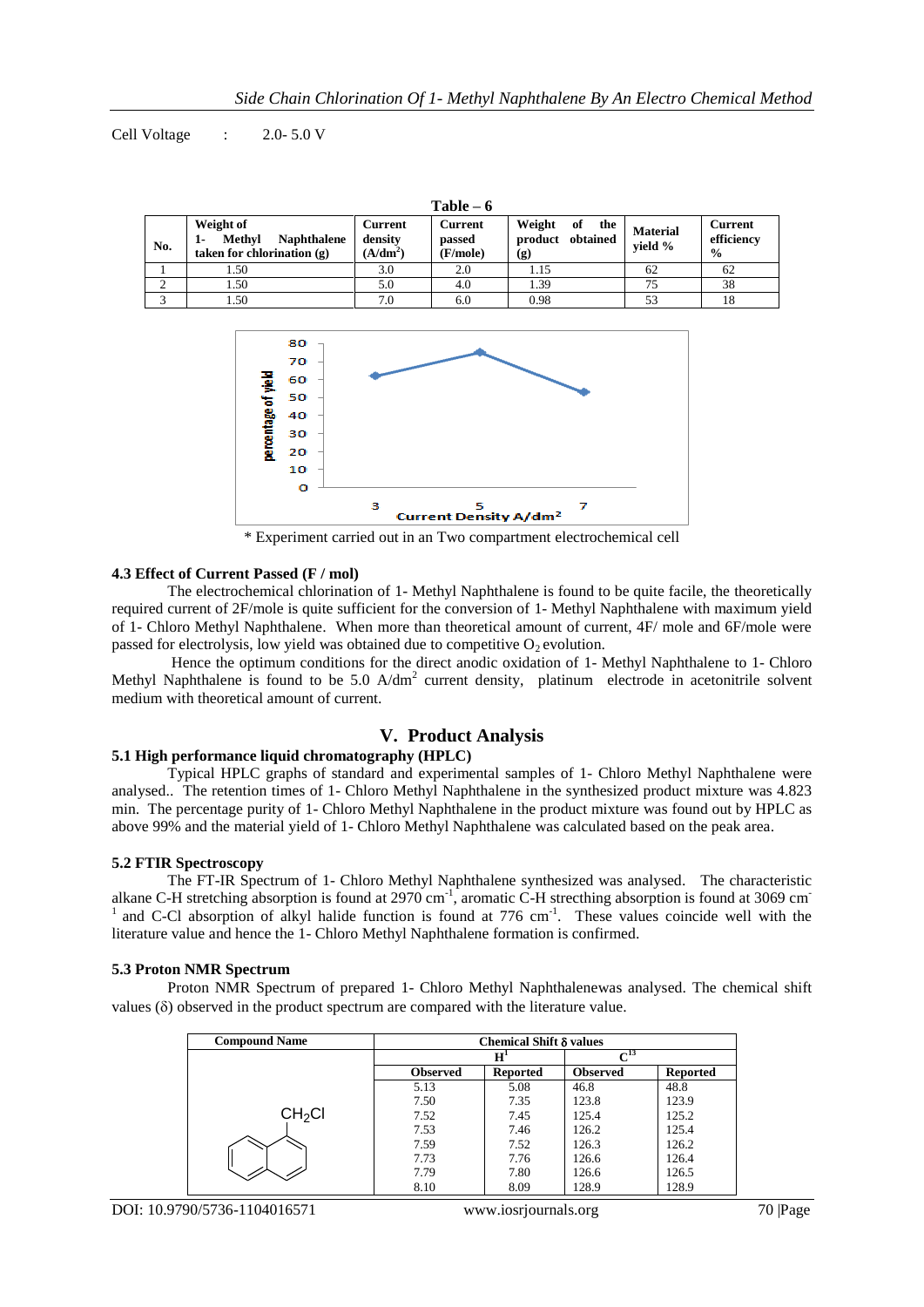Cell Voltage : 2.0- 5.0 V

**Table – 6**

| No. | Weight of 1- Methyl Naphthalene taken for chlorination (g) | Current density ($A/dm^2$) | Current passed (F/mole) | Weight of the product obtained (g) | Material yield % | Current efficiency % |
|---|---|---|---|---|---|---|
| 1 | 1.50 | 3.0 | 2.0 | 1.15 | 62 | 62 |
| 2 | 1.50 | 5.0 | 4.0 | 1.39 | 75 | 38 |
| 3 | 1.50 | 7.0 | 6.0 | 0.98 | 53 | 18 |

\* Experiment carried out in an Two compartment electrochemical cell

### 4.3 Effect of Current Passed (F / mol)

The electrochemical chlorination of 1- Methyl Naphthalene is found to be quite facile, the theoretically required current of 2F/mole is quite sufficient for the conversion of 1- Methyl Naphthalene with maximum yield of 1- Chloro Methyl Naphthalene. When more than theoretical amount of current, 4F/ mole and 6F/mole were passed for electrolysis, low yield was obtained due to competitive $O_2$ evolution.

Hence the optimum conditions for the direct anodic oxidation of 1- Methyl Naphthalene to 1- Chloro Methyl Naphthalene is found to be 5.0 $A/dm^2$ current density, platinum electrode in acetonitrile solvent medium with theoretical amount of current.

## V. Product Analysis

### 5.1 High performance liquid chromatography (HPLC)

Typical HPLC graphs of standard and experimental samples of 1- Chloro Methyl Naphthalene were analysed.. The retention times of 1- Chloro Methyl Naphthalene in the synthesized product mixture was 4.823 min. The percentage purity of 1- Chloro Methyl Naphthalene in the product mixture was found out by HPLC as above 99% and the material yield of 1- Chloro Methyl Naphthalene was calculated based on the peak area.

### 5.2 FTIR Spectroscopy

The FT-IR Spectrum of 1- Chloro Methyl Naphthalene synthesized was analysed. The characteristic alkane C-H stretching absorption is found at 2970 $cm^{-1}$, aromatic C-H strecthing absorption is found at 3069 $cm^{-1}$ and C-Cl absorption of alkyl halide function is found at 776 $cm^{-1}$. These values coincide well with the literature value and hence the 1- Chloro Methyl Naphthalene formation is confirmed.

### 5.3 Proton NMR Spectrum

Proton NMR Spectrum of prepared 1- Chloro Methyl Naphthalenewas analysed. The chemical shift values (δ) observed in the product spectrum are compared with the literature value.

| Compound Name | Chemical Shift δ values | | | |
|---|---|---|---|---|
| | $H^1$ | | $C^{13}$ | |
| | Observed | Reported | Observed | Reported |
| $CH_2Cl$ (1- Chloro Methyl Naphthalene) | 5.13 | 5.08 | 46.8 | 48.8 |
| | 7.50 | 7.35 | 123.8 | 123.9 |
| | 7.52 | 7.45 | 125.4 | 125.2 |
| | 7.53 | 7.46 | 126.2 | 125.4 |
| | 7.59 | 7.52 | 126.3 | 126.2 |
| | 7.73 | 7.76 | 126.6 | 126.4 |
| | 7.79 | 7.80 | 126.6 | 126.5 |
| | 8.10 | 8.09 | 128.9 | 128.9 |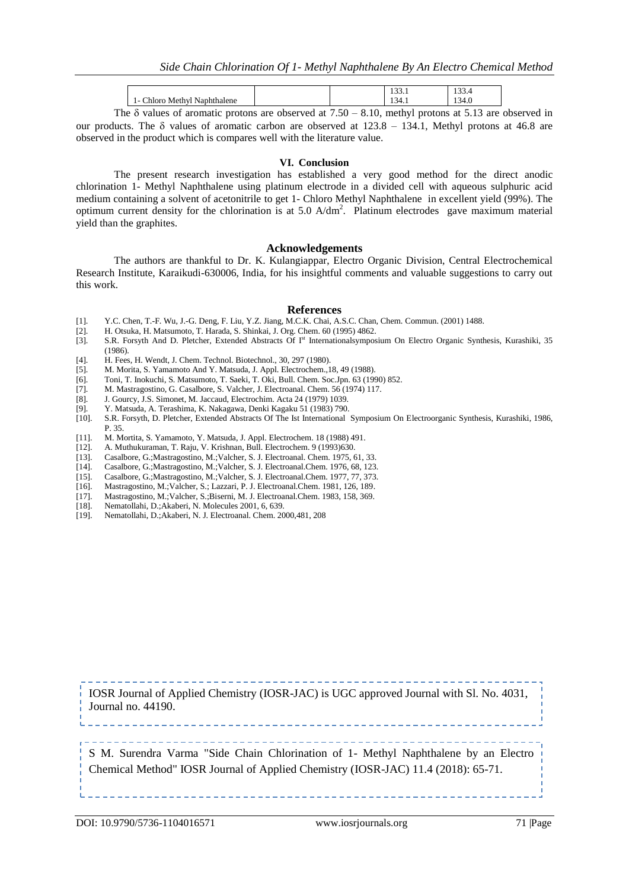| | | | | |
|---|---|---|---|---|
| 1- Chloro Methyl Naphthalene | | | 133.1<br>134.1 | 133.4<br>134.0 |

The δ values of aromatic protons are observed at 7.50 – 8.10, methyl protons at 5.13 are observed in our products. The δ values of aromatic carbon are observed at 123.8 – 134.1, Methyl protons at 46.8 are observed in the product which is compares well with the literature value.

## VI. Conclusion

The present research investigation has established a very good method for the direct anodic chlorination 1- Methyl Naphthalene using platinum electrode in a divided cell with aqueous sulphuric acid medium containing a solvent of acetonitrile to get 1- Chloro Methyl Naphthalene in excellent yield (99%). The optimum current density for the chlorination is at 5.0 $A/dm^2$. Platinum electrodes gave maximum material yield than the graphites.

## Acknowledgements

The authors are thankful to Dr. K. Kulangiappar, Electro Organic Division, Central Electrochemical Research Institute, Karaikudi-630006, India, for his insightful comments and valuable suggestions to carry out this work.

## References

[1]. Y.C. Chen, T.-F. Wu, J.-G. Deng, F. Liu, Y.Z. Jiang, M.C.K. Chai, A.S.C. Chan, Chem. Commun. (2001) 1488.
[2]. H. Otsuka, H. Matsumoto, T. Harada, S. Shinkai, J. Org. Chem. 60 (1995) 4862.
[3]. S.R. Forsyth And D. Pletcher, Extended Abstracts Of Ist Internationalsymposium On Electro Organic Synthesis, Kurashiki, 35 (1986).
[4]. H. Fees, H. Wendt, J. Chem. Technol. Biotechnol., 30, 297 (1980).
[5]. M. Morita, S. Yamamoto And Y. Matsuda, J. Appl. Electrochem.,18, 49 (1988).
[6]. Toni, T. Inokuchi, S. Matsumoto, T. Saeki, T. Oki, Bull. Chem. Soc.Jpn. 63 (1990) 852.
[7]. M. Mastragostino, G. Casalbore, S. Valcher, J. Electroanal. Chem. 56 (1974) 117.
[8]. J. Gourcy, J.S. Simonet, M. Jaccaud, Electrochim. Acta 24 (1979) 1039.
[9]. Y. Matsuda, A. Terashima, K. Nakagawa, Denki Kagaku 51 (1983) 790.
[10]. S.R. Forsyth, D. Pletcher, Extended Abstracts Of The Ist International Symposium On Electroorganic Synthesis, Kurashiki, 1986, P. 35.
[11]. M. Mortita, S. Yamamoto, Y. Matsuda, J. Appl. Electrochem. 18 (1988) 491.
[12]. A. Muthukuraman, T. Raju, V. Krishnan, Bull. Electrochem. 9 (1993)630.
[13]. Casalbore, G.;Mastragostino, M.;Valcher, S. J. Electroanal. Chem. 1975, 61, 33.
[14]. Casalbore, G.;Mastragostino, M.;Valcher, S. J. Electroanal.Chem. 1976, 68, 123.
[15]. Casalbore, G.;Mastragostino, M.;Valcher, S. J. Electroanal.Chem. 1977, 77, 373.
[16]. Mastragostino, M.;Valcher, S.; Lazzari, P. J. Electroanal.Chem. 1981, 126, 189.
[17]. Mastragostino, M.;Valcher, S.;Biserni, M. J. Electroanal.Chem. 1983, 158, 369.
[18]. Nematollahi, D.;Akaberi, N. Molecules 2001, 6, 639.
[19]. Nematollahi, D.;Akaberi, N. J. Electroanal. Chem. 2000,481, 208

IOSR Journal of Applied Chemistry (IOSR-JAC) is UGC approved Journal with Sl. No. 4031, Journal no. 44190.

S M. Surendra Varma "Side Chain Chlorination of 1- Methyl Naphthalene by an Electro Chemical Method" IOSR Journal of Applied Chemistry (IOSR-JAC) 11.4 (2018): 65-71.